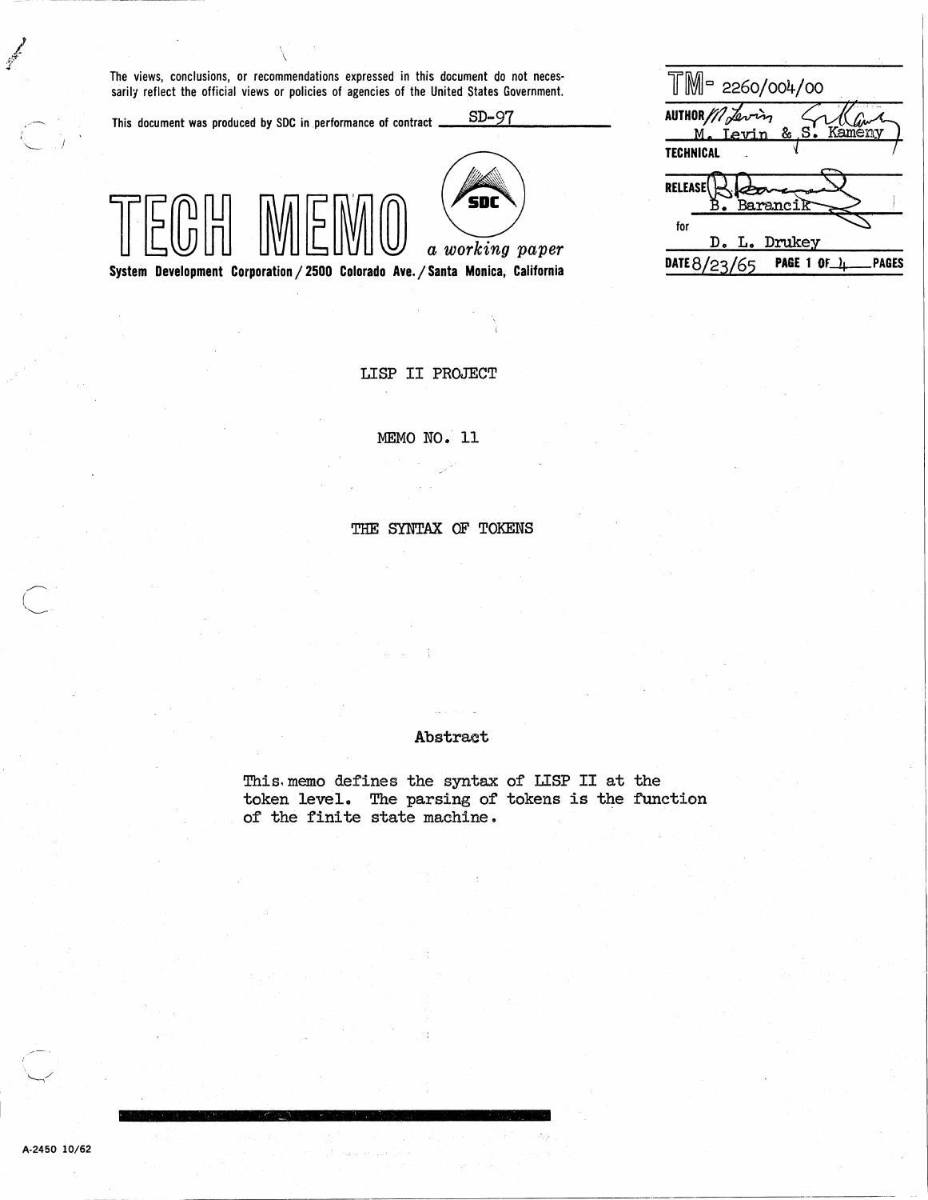The views, conclusions, or recommendations expressed in this document do not necessarily reflect the official views or policies of agencies of the United States Government.

This document was produced by SDC in performance of contract SD-97

# TECH MEMO

*a working paper*

**System Development Corporation / 2500 Colorado Ave. / Santa Monica, California**

| | |
|---|---|
| TM- 2260/004/00 | |
| AUTHOR | M. Levin & S. Kameny |
| TECHNICAL | |
| RELEASE | B. Barancik for D. L. Drukey |
| DATE 8/23/65 | PAGE 1 OF 4 PAGES |

LISP II PROJECT

MEMO NO. 11

THE SYNTAX OF TOKENS

## Abstract

This memo defines the syntax of LISP II at the token level. The parsing of tokens is the function of the finite state machine.

A-2450 10/62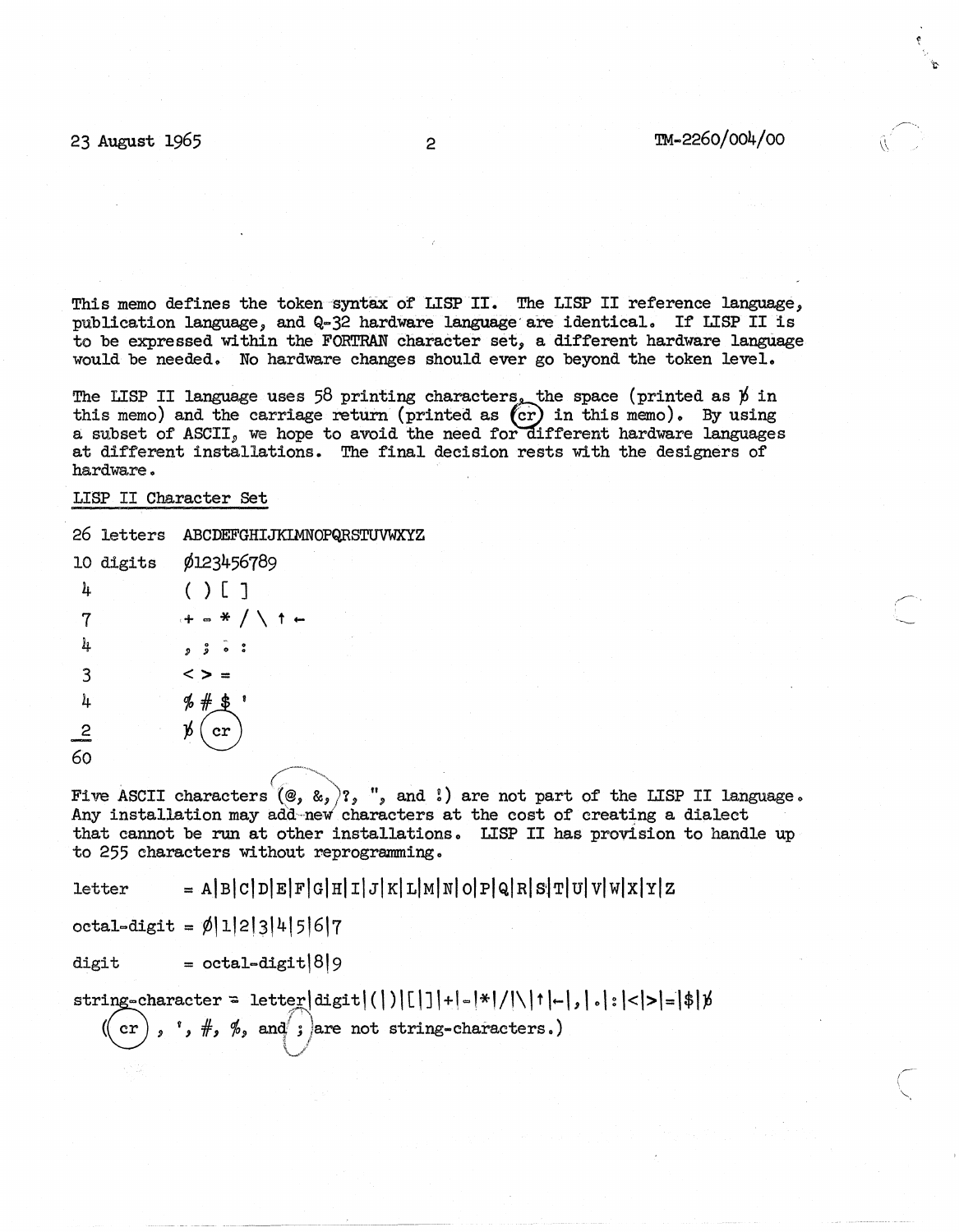This memo defines the token syntax of LISP II. The LISP II reference language, publication language, and Q-32 hardware language are identical. If LISP II is to be expressed within the FORTRAN character set, a different hardware language would be needed. No hardware changes should ever go beyond the token level.

The LISP II language uses 58 printing characters, the space (printed as ƀ in this memo) and the carriage return (printed as (cr) in this memo). By using a subset of ASCII, we hope to avoid the need for different hardware languages at different installations. The final decision rests with the designers of hardware.

LISP II Character Set

| | |
|---|---|
| 26 letters | ABCDEFGHIJKLMNOPQRSTUVWXYZ |
| 10 digits | Ø123456789 |
| 4 | ( ) [ ] |
| 7 | + - * / \ ↑ ← |
| 4 | , ; . : |
| 3 | < > = |
| 4 | % # $ ' |
| 2 | ƀ (cr) |
| 60 | |

Five ASCII characters (@, &, ?, ", and !) are not part of the LISP II language. Any installation may add new characters at the cost of creating a dialect that cannot be run at other installations. LISP II has provision to handle up to 255 characters without reprogramming.

letter = A|B|C|D|E|F|G|H|I|J|K|L|M|N|O|P|Q|R|S|T|U|V|W|X|Y|Z

octal-digit = Ø|1|2|3|4|5|6|7

digit = octal-digit|8|9

string-character = letter|digit|(|)|[|]|+|-|*|/|\|↑|←|,|.|:|<|>|=|$|ƀ

((cr), ', #, %, and ; are not string-characters.)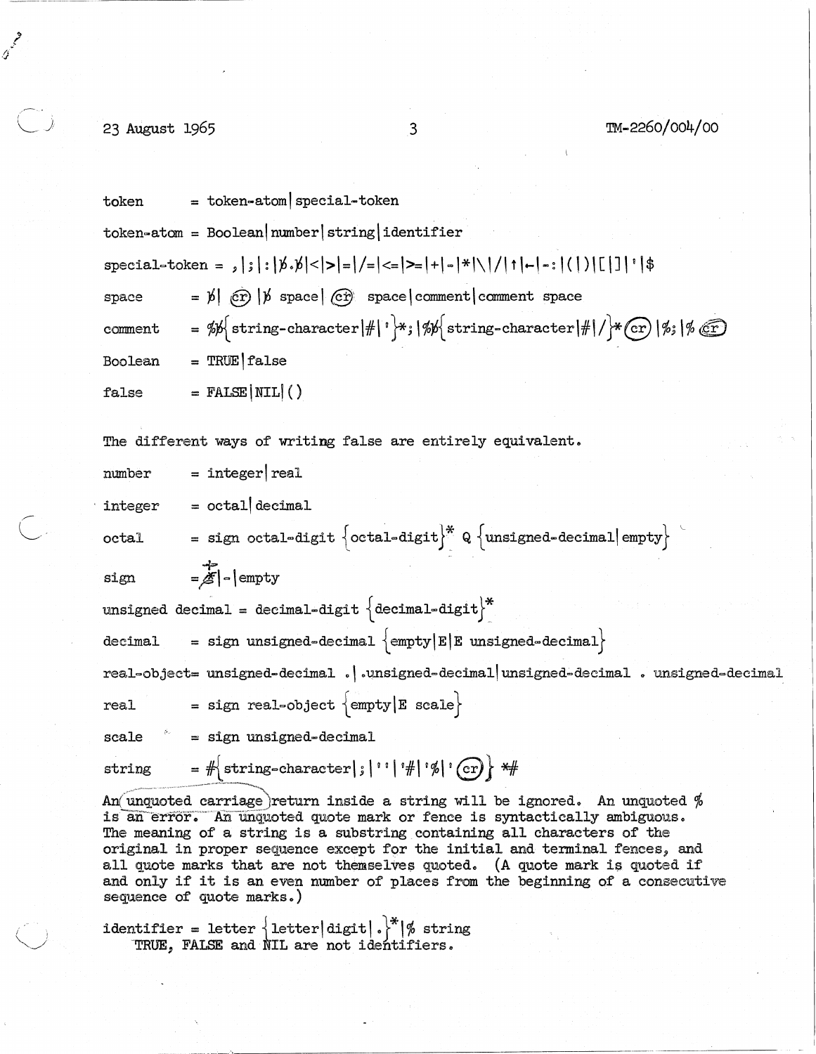```
token      = token-atom|special-token

token-atom = Boolean|number|string|identifier

special-token = ,|;|:|ƀ.ƀ|<|>|=|/=|<=|>=|+|-|*|\|/|↑|←|-:|(|)|[|]|'|$

space      = ƀ| (cr) |ƀ space| (cr) space|comment|comment space

comment    = %ƀ{string-character|#|'}*;|%ƀ{string-character|#|/}*(cr)|%;|% (cr)

Boolean    = TRUE|false

false      = FALSE|NIL|()
```

The different ways of writing false are entirely equivalent.

```
number     = integer|real

integer    = octal|decimal

octal      = sign octal-digit {octal-digit}* Q {unsigned-decimal|empty}

sign       = +|-|empty

unsigned decimal = decimal-digit {decimal-digit}*

decimal    = sign unsigned-decimal {empty|E|E unsigned-decimal}

real-object= unsigned-decimal .|.unsigned-decimal|unsigned-decimal . unsigned-decimal

real       = sign real-object {empty|E scale}

scale      = sign unsigned-decimal

string     = #{string-character|;|''|'#|'%|'(cr)} *#
```

An unquoted carriage return inside a string will be ignored. An unquoted % is an error. An unquoted quote mark or fence is syntactically ambiguous. The meaning of a string is a substring containing all characters of the original in proper sequence except for the initial and terminal fences, and all quote marks that are not themselves quoted. (A quote mark is quoted if and only if it is an even number of places from the beginning of a consecutive sequence of quote marks.)

```
identifier = letter {letter|digit|.}*|% string
```

TRUE, FALSE and NIL are not identifiers.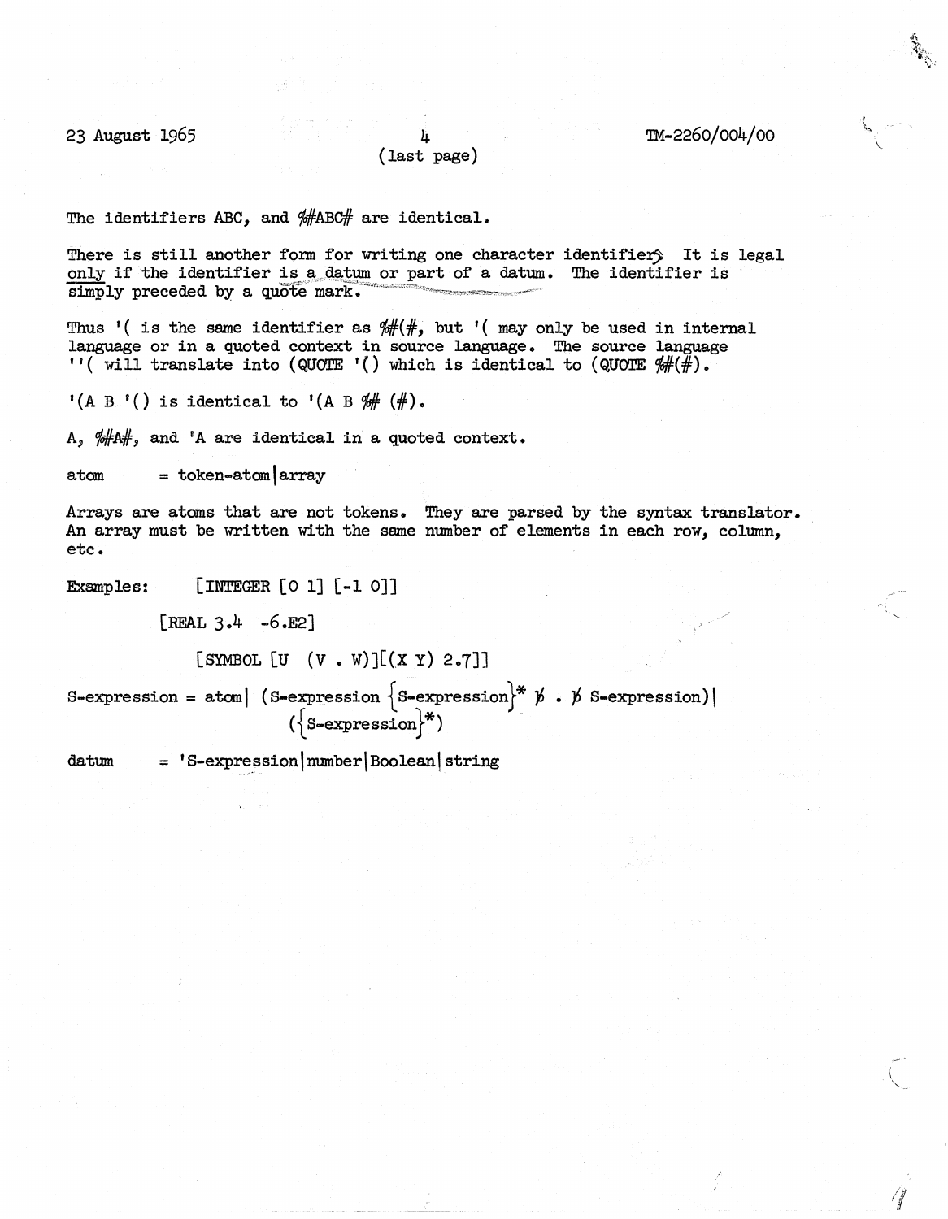The identifiers ABC, and %#ABC# are identical.

There is still another form for writing one character identifiers. It is legal only if the identifier is a datum or part of a datum. The identifier is simply preceded by a quote mark.

Thus '( is the same identifier as %#(#, but '( may only be used in internal language or in a quoted context in source language. The source language ''( will translate into (QUOTE '() which is identical to (QUOTE %#(#).

'(A B '() is identical to '(A B %# (#).

A, %#A#, and 'A are identical in a quoted context.

atom = token-atom|array

Arrays are atoms that are not tokens. They are parsed by the syntax translator. An array must be written with the same number of elements in each row, column, etc.

Examples:

```
[INTEGER [0 1] [-1 0]]

[REAL 3.4  -6.E2]

[SYMBOL [U  (V . W)][(X Y) 2.7]]
```

S-expression = atom| (S-expression {S-expression}* ḇ . ḇ S-expression)| ({S-expression}*)

datum = 'S-expression|number|Boolean|string